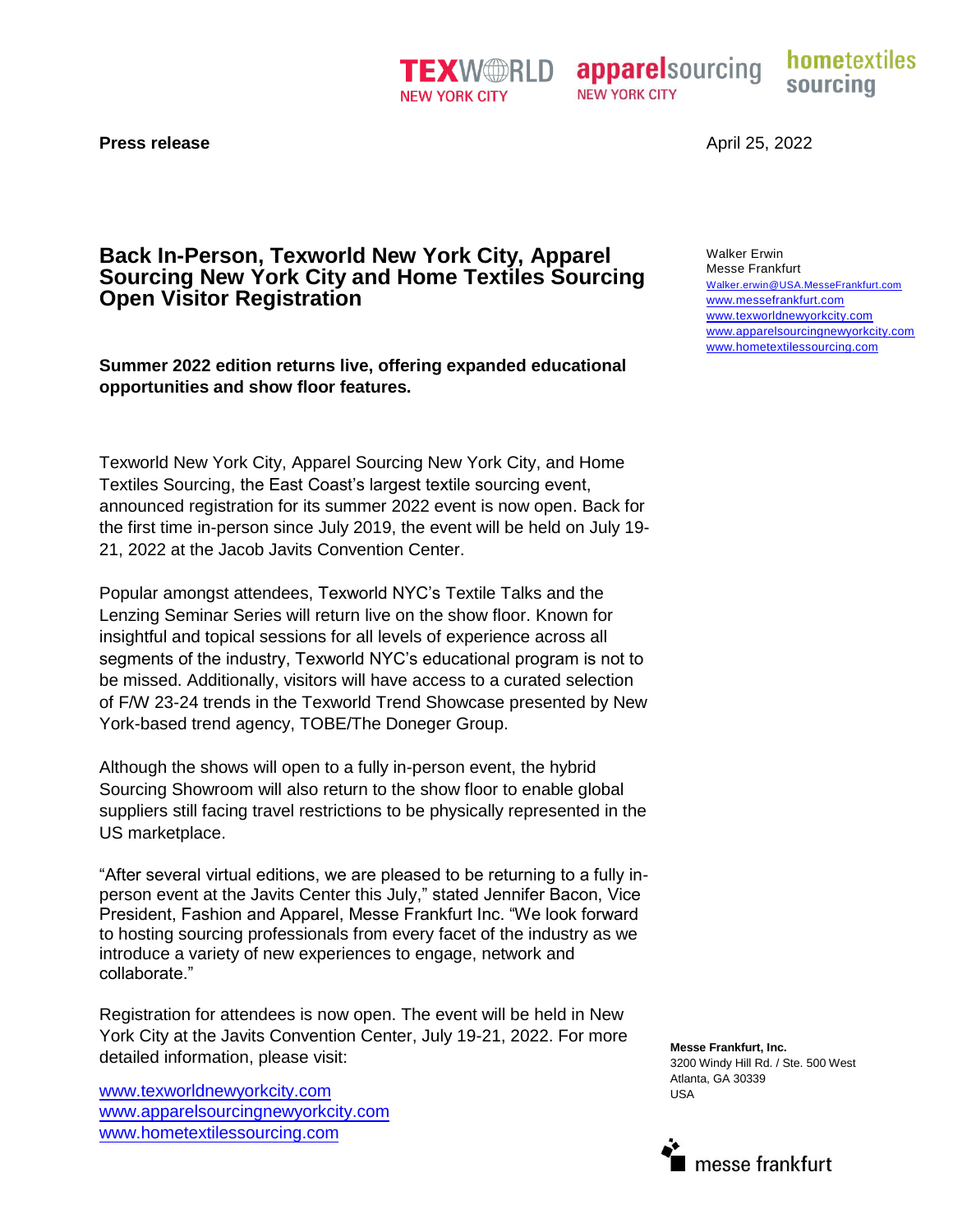**Press release**

April 25, 2022

# Back In-Person, Texworld New York City, Apparel Sourcing New York City and Home Textiles Sourcing Open Visitor Registration

Walker Erwin
Messe Frankfurt
Walker.erwin@USA.MesseFrankfurt.com
www.messefrankfurt.com
www.texworldnewyorkcity.com
www.apparelsourcingnewyorkcity.com
www.hometextilessourcing.com

**Summer 2022 edition returns live, offering expanded educational opportunities and show floor features.**

Texworld New York City, Apparel Sourcing New York City, and Home Textiles Sourcing, the East Coast's largest textile sourcing event, announced registration for its summer 2022 event is now open. Back for the first time in-person since July 2019, the event will be held on July 19-21, 2022 at the Jacob Javits Convention Center.

Popular amongst attendees, Texworld NYC's Textile Talks and the Lenzing Seminar Series will return live on the show floor. Known for insightful and topical sessions for all levels of experience across all segments of the industry, Texworld NYC's educational program is not to be missed. Additionally, visitors will have access to a curated selection of F/W 23-24 trends in the Texworld Trend Showcase presented by New York-based trend agency, TOBE/The Doneger Group.

Although the shows will open to a fully in-person event, the hybrid Sourcing Showroom will also return to the show floor to enable global suppliers still facing travel restrictions to be physically represented in the US marketplace.

"After several virtual editions, we are pleased to be returning to a fully in-person event at the Javits Center this July," stated Jennifer Bacon, Vice President, Fashion and Apparel, Messe Frankfurt Inc. "We look forward to hosting sourcing professionals from every facet of the industry as we introduce a variety of new experiences to engage, network and collaborate."

Registration for attendees is now open. The event will be held in New York City at the Javits Convention Center, July 19-21, 2022. For more detailed information, please visit:

www.texworldnewyorkcity.com
www.apparelsourcingnewyorkcity.com
www.hometextilessourcing.com

**Messe Frankfurt, Inc.**
3200 Windy Hill Rd. / Ste. 500 West
Atlanta, GA 30339
USA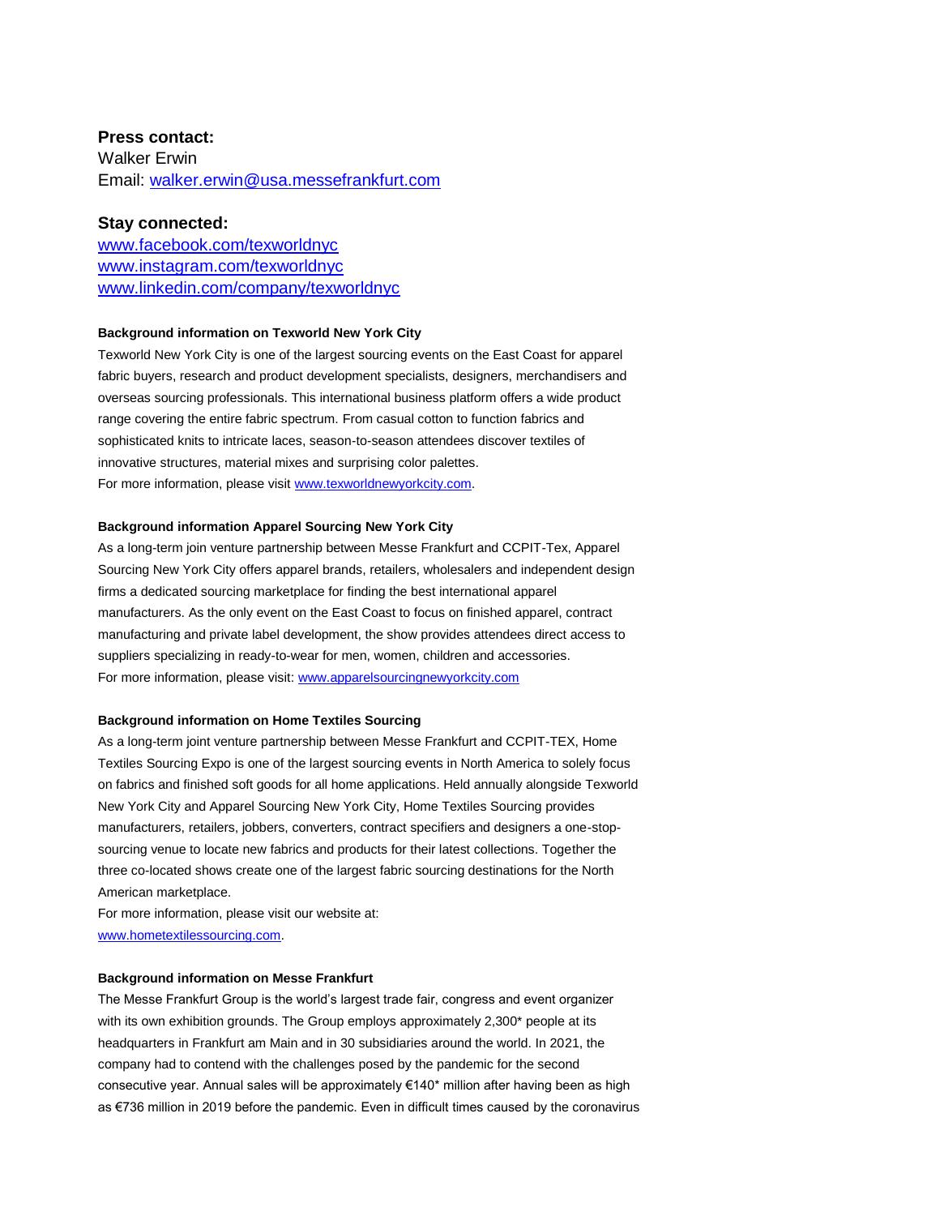**Press contact:**
Walker Erwin
Email: walker.erwin@usa.messefrankfurt.com

**Stay connected:**
www.facebook.com/texworldnyc
www.instagram.com/texworldnyc
www.linkedin.com/company/texworldnyc

**Background information on Texworld New York City**

Texworld New York City is one of the largest sourcing events on the East Coast for apparel fabric buyers, research and product development specialists, designers, merchandisers and overseas sourcing professionals. This international business platform offers a wide product range covering the entire fabric spectrum. From casual cotton to function fabrics and sophisticated knits to intricate laces, season-to-season attendees discover textiles of innovative structures, material mixes and surprising color palettes.
For more information, please visit www.texworldnewyorkcity.com.

**Background information Apparel Sourcing New York City**

As a long-term join venture partnership between Messe Frankfurt and CCPIT-Tex, Apparel Sourcing New York City offers apparel brands, retailers, wholesalers and independent design firms a dedicated sourcing marketplace for finding the best international apparel manufacturers. As the only event on the East Coast to focus on finished apparel, contract manufacturing and private label development, the show provides attendees direct access to suppliers specializing in ready-to-wear for men, women, children and accessories.
For more information, please visit: www.apparelsourcingnewyorkcity.com

**Background information on Home Textiles Sourcing**

As a long-term joint venture partnership between Messe Frankfurt and CCPIT-TEX, Home Textiles Sourcing Expo is one of the largest sourcing events in North America to solely focus on fabrics and finished soft goods for all home applications. Held annually alongside Texworld New York City and Apparel Sourcing New York City, Home Textiles Sourcing provides manufacturers, retailers, jobbers, converters, contract specifiers and designers a one-stop-sourcing venue to locate new fabrics and products for their latest collections. Together the three co-located shows create one of the largest fabric sourcing destinations for the North American marketplace.
For more information, please visit our website at:
www.hometextilessourcing.com.

**Background information on Messe Frankfurt**

The Messe Frankfurt Group is the world's largest trade fair, congress and event organizer with its own exhibition grounds. The Group employs approximately 2,300* people at its headquarters in Frankfurt am Main and in 30 subsidiaries around the world. In 2021, the company had to contend with the challenges posed by the pandemic for the second consecutive year. Annual sales will be approximately €140* million after having been as high as €736 million in 2019 before the pandemic. Even in difficult times caused by the coronavirus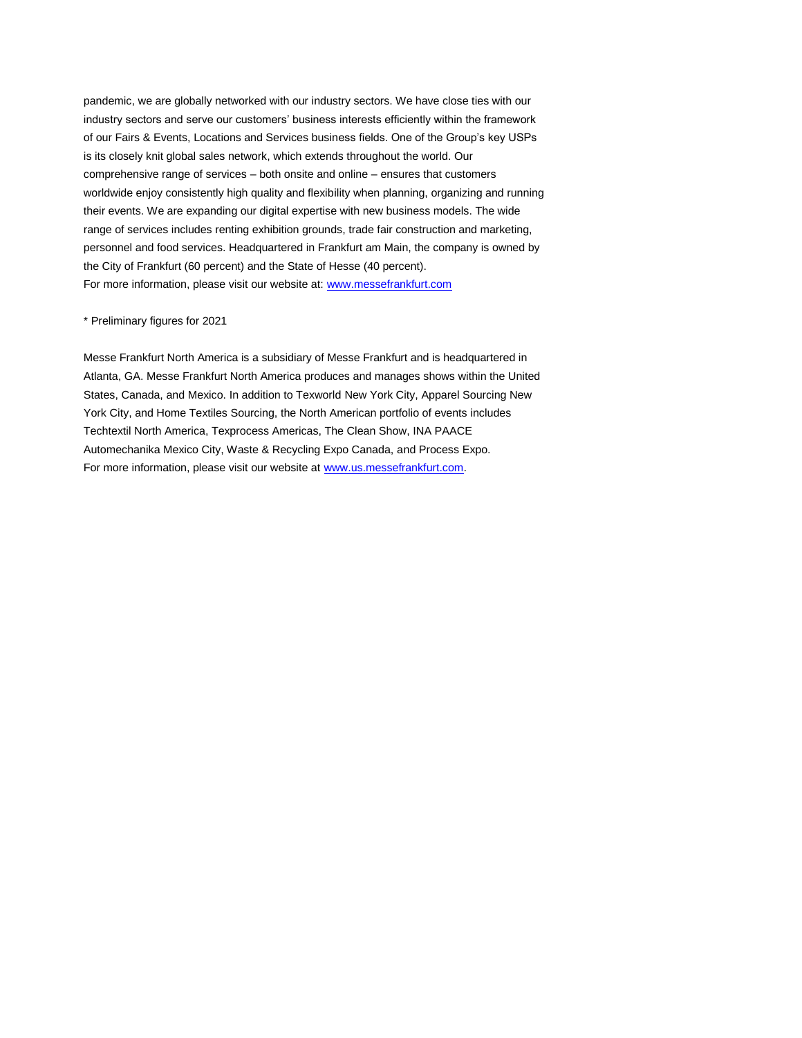pandemic, we are globally networked with our industry sectors. We have close ties with our industry sectors and serve our customers' business interests efficiently within the framework of our Fairs & Events, Locations and Services business fields. One of the Group's key USPs is its closely knit global sales network, which extends throughout the world. Our comprehensive range of services – both onsite and online – ensures that customers worldwide enjoy consistently high quality and flexibility when planning, organizing and running their events. We are expanding our digital expertise with new business models. The wide range of services includes renting exhibition grounds, trade fair construction and marketing, personnel and food services. Headquartered in Frankfurt am Main, the company is owned by the City of Frankfurt (60 percent) and the State of Hesse (40 percent).
For more information, please visit our website at: [www.messefrankfurt.com](http://www.messefrankfurt.com)

* Preliminary figures for 2021

Messe Frankfurt North America is a subsidiary of Messe Frankfurt and is headquartered in Atlanta, GA. Messe Frankfurt North America produces and manages shows within the United States, Canada, and Mexico. In addition to Texworld New York City, Apparel Sourcing New York City, and Home Textiles Sourcing, the North American portfolio of events includes Techtextil North America, Texprocess Americas, The Clean Show, INA PAACE Automechanika Mexico City, Waste & Recycling Expo Canada, and Process Expo.
For more information, please visit our website at [www.us.messefrankfurt.com](http://www.us.messefrankfurt.com).